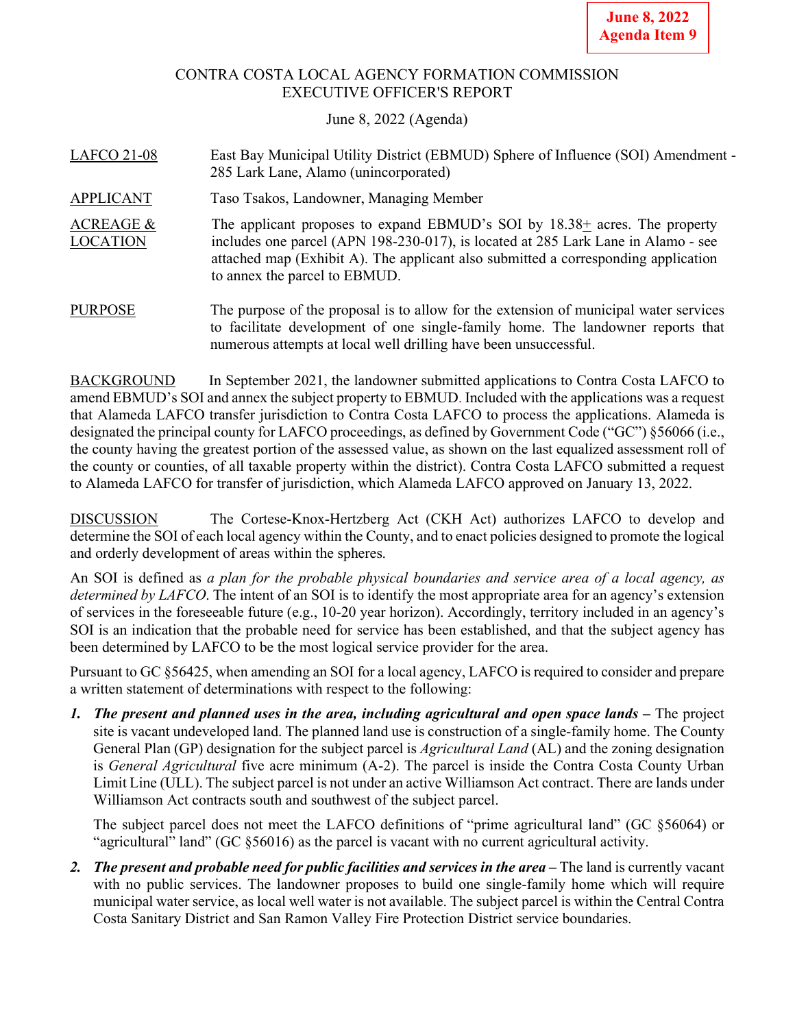**June 8, 2022**
**Agenda Item 9**

CONTRA COSTA LOCAL AGENCY FORMATION COMMISSION
EXECUTIVE OFFICER'S REPORT

June 8, 2022 (Agenda)

<u>LAFCO 21-08</u> East Bay Municipal Utility District (EBMUD) Sphere of Influence (SOI) Amendment - 285 Lark Lane, Alamo (unincorporated)

<u>APPLICANT</u> Taso Tsakos, Landowner, Managing Member

<u>ACREAGE & LOCATION</u> The applicant proposes to expand EBMUD's SOI by 18.38± acres. The property includes one parcel (APN 198-230-017), is located at 285 Lark Lane in Alamo - see attached map (Exhibit A). The applicant also submitted a corresponding application to annex the parcel to EBMUD.

<u>PURPOSE</u> The purpose of the proposal is to allow for the extension of municipal water services to facilitate development of one single-family home. The landowner reports that numerous attempts at local well drilling have been unsuccessful.

<u>BACKGROUND</u> In September 2021, the landowner submitted applications to Contra Costa LAFCO to amend EBMUD's SOI and annex the subject property to EBMUD. Included with the applications was a request that Alameda LAFCO transfer jurisdiction to Contra Costa LAFCO to process the applications. Alameda is designated the principal county for LAFCO proceedings, as defined by Government Code ("GC") §56066 (i.e., the county having the greatest portion of the assessed value, as shown on the last equalized assessment roll of the county or counties, of all taxable property within the district). Contra Costa LAFCO submitted a request to Alameda LAFCO for transfer of jurisdiction, which Alameda LAFCO approved on January 13, 2022.

<u>DISCUSSION</u> The Cortese-Knox-Hertzberg Act (CKH Act) authorizes LAFCO to develop and determine the SOI of each local agency within the County, and to enact policies designed to promote the logical and orderly development of areas within the spheres.

An SOI is defined as *a plan for the probable physical boundaries and service area of a local agency, as determined by LAFCO*. The intent of an SOI is to identify the most appropriate area for an agency's extension of services in the foreseeable future (e.g., 10-20 year horizon). Accordingly, territory included in an agency's SOI is an indication that the probable need for service has been established, and that the subject agency has been determined by LAFCO to be the most logical service provider for the area.

Pursuant to GC §56425, when amending an SOI for a local agency, LAFCO is required to consider and prepare a written statement of determinations with respect to the following:

1. ***The present and planned uses in the area, including agricultural and open space lands*** – The project site is vacant undeveloped land. The planned land use is construction of a single-family home. The County General Plan (GP) designation for the subject parcel is *Agricultural Land* (AL) and the zoning designation is *General Agricultural* five acre minimum (A-2). The parcel is inside the Contra Costa County Urban Limit Line (ULL). The subject parcel is not under an active Williamson Act contract. There are lands under Williamson Act contracts south and southwest of the subject parcel.

   The subject parcel does not meet the LAFCO definitions of "prime agricultural land" (GC §56064) or "agricultural" land" (GC §56016) as the parcel is vacant with no current agricultural activity.

2. ***The present and probable need for public facilities and services in the area*** – The land is currently vacant with no public services. The landowner proposes to build one single-family home which will require municipal water service, as local well water is not available. The subject parcel is within the Central Contra Costa Sanitary District and San Ramon Valley Fire Protection District service boundaries.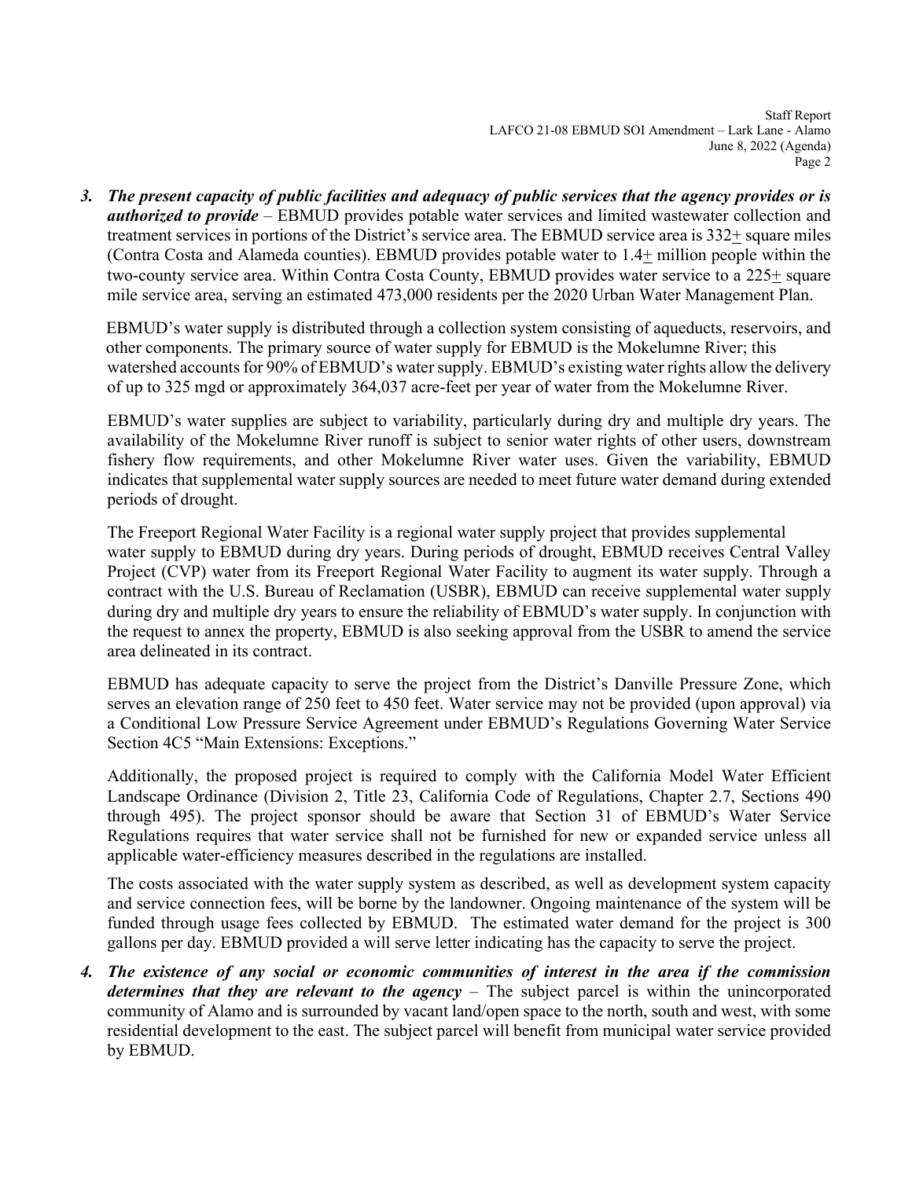3. ***The present capacity of public facilities and adequacy of public services that the agency provides or is authorized to provide*** – EBMUD provides potable water services and limited wastewater collection and treatment services in portions of the District's service area. The EBMUD service area is 332± square miles (Contra Costa and Alameda counties). EBMUD provides potable water to 1.4± million people within the two-county service area. Within Contra Costa County, EBMUD provides water service to a 225± square mile service area, serving an estimated 473,000 residents per the 2020 Urban Water Management Plan.

   EBMUD's water supply is distributed through a collection system consisting of aqueducts, reservoirs, and other components. The primary source of water supply for EBMUD is the Mokelumne River; this watershed accounts for 90% of EBMUD's water supply. EBMUD's existing water rights allow the delivery of up to 325 mgd or approximately 364,037 acre-feet per year of water from the Mokelumne River.

   EBMUD's water supplies are subject to variability, particularly during dry and multiple dry years. The availability of the Mokelumne River runoff is subject to senior water rights of other users, downstream fishery flow requirements, and other Mokelumne River water uses. Given the variability, EBMUD indicates that supplemental water supply sources are needed to meet future water demand during extended periods of drought.

   The Freeport Regional Water Facility is a regional water supply project that provides supplemental water supply to EBMUD during dry years. During periods of drought, EBMUD receives Central Valley Project (CVP) water from its Freeport Regional Water Facility to augment its water supply. Through a contract with the U.S. Bureau of Reclamation (USBR), EBMUD can receive supplemental water supply during dry and multiple dry years to ensure the reliability of EBMUD's water supply. In conjunction with the request to annex the property, EBMUD is also seeking approval from the USBR to amend the service area delineated in its contract.

   EBMUD has adequate capacity to serve the project from the District's Danville Pressure Zone, which serves an elevation range of 250 feet to 450 feet. Water service may not be provided (upon approval) via a Conditional Low Pressure Service Agreement under EBMUD's Regulations Governing Water Service Section 4C5 "Main Extensions: Exceptions."

   Additionally, the proposed project is required to comply with the California Model Water Efficient Landscape Ordinance (Division 2, Title 23, California Code of Regulations, Chapter 2.7, Sections 490 through 495). The project sponsor should be aware that Section 31 of EBMUD's Water Service Regulations requires that water service shall not be furnished for new or expanded service unless all applicable water-efficiency measures described in the regulations are installed.

   The costs associated with the water supply system as described, as well as development system capacity and service connection fees, will be borne by the landowner. Ongoing maintenance of the system will be funded through usage fees collected by EBMUD. The estimated water demand for the project is 300 gallons per day. EBMUD provided a will serve letter indicating has the capacity to serve the project.

4. ***The existence of any social or economic communities of interest in the area if the commission determines that they are relevant to the agency*** – The subject parcel is within the unincorporated community of Alamo and is surrounded by vacant land/open space to the north, south and west, with some residential development to the east. The subject parcel will benefit from municipal water service provided by EBMUD.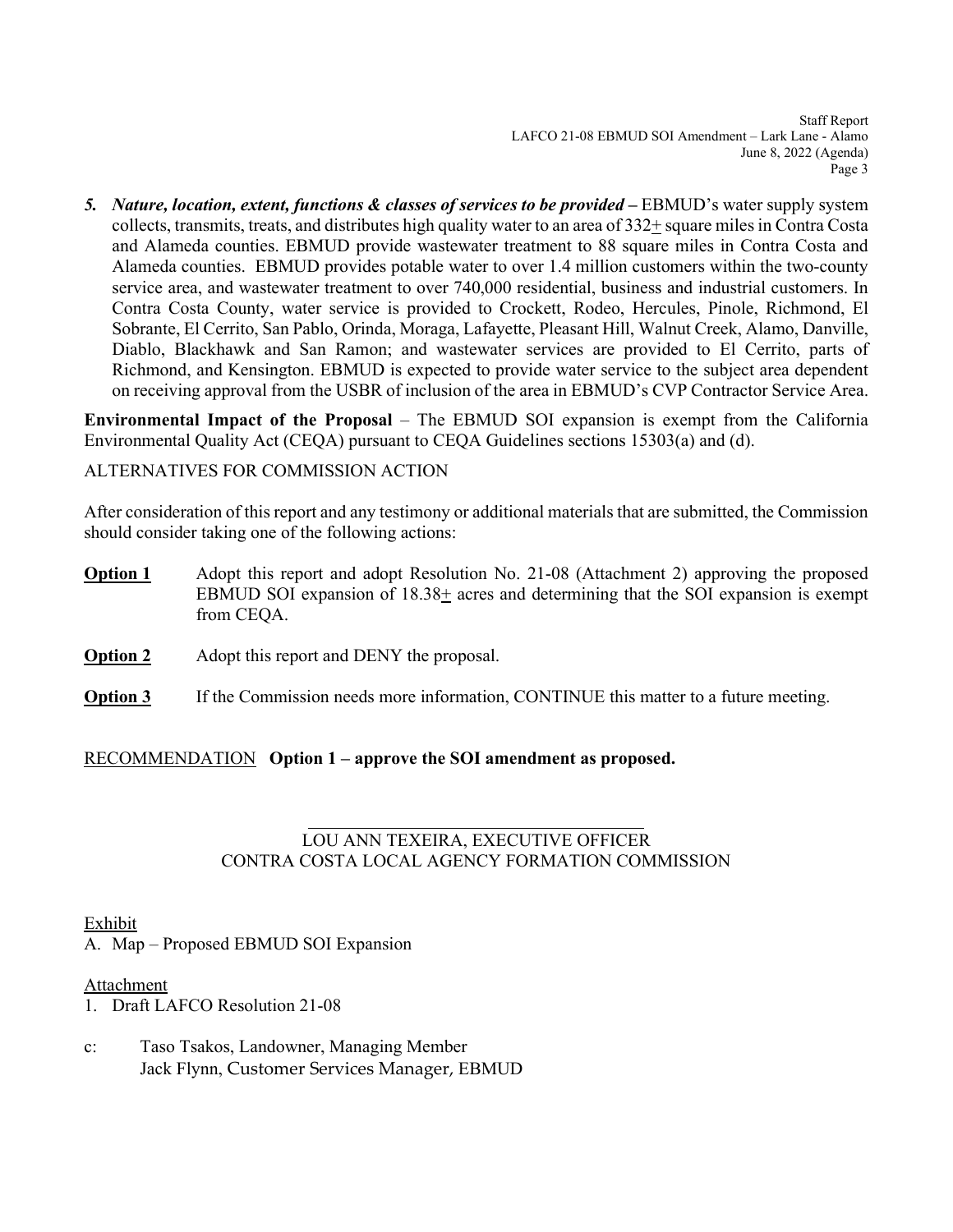5. ***Nature, location, extent, functions & classes of services to be provided –*** EBMUD's water supply system collects, transmits, treats, and distributes high quality water to an area of 332± square miles in Contra Costa and Alameda counties. EBMUD provide wastewater treatment to 88 square miles in Contra Costa and Alameda counties. EBMUD provides potable water to over 1.4 million customers within the two-county service area, and wastewater treatment to over 740,000 residential, business and industrial customers. In Contra Costa County, water service is provided to Crockett, Rodeo, Hercules, Pinole, Richmond, El Sobrante, El Cerrito, San Pablo, Orinda, Moraga, Lafayette, Pleasant Hill, Walnut Creek, Alamo, Danville, Diablo, Blackhawk and San Ramon; and wastewater services are provided to El Cerrito, parts of Richmond, and Kensington. EBMUD is expected to provide water service to the subject area dependent on receiving approval from the USBR of inclusion of the area in EBMUD's CVP Contractor Service Area.

**Environmental Impact of the Proposal** – The EBMUD SOI expansion is exempt from the California Environmental Quality Act (CEQA) pursuant to CEQA Guidelines sections 15303(a) and (d).

ALTERNATIVES FOR COMMISSION ACTION

After consideration of this report and any testimony or additional materials that are submitted, the Commission should consider taking one of the following actions:

**Option 1** Adopt this report and adopt Resolution No. 21-08 (Attachment 2) approving the proposed EBMUD SOI expansion of 18.38± acres and determining that the SOI expansion is exempt from CEQA.

**Option 2** Adopt this report and DENY the proposal.

**Option 3** If the Commission needs more information, CONTINUE this matter to a future meeting.

RECOMMENDATION **Option 1 – approve the SOI amendment as proposed.**

LOU ANN TEXEIRA, EXECUTIVE OFFICER
CONTRA COSTA LOCAL AGENCY FORMATION COMMISSION

Exhibit
A. Map – Proposed EBMUD SOI Expansion

Attachment
1. Draft LAFCO Resolution 21-08

c: Taso Tsakos, Landowner, Managing Member
Jack Flynn, Customer Services Manager, EBMUD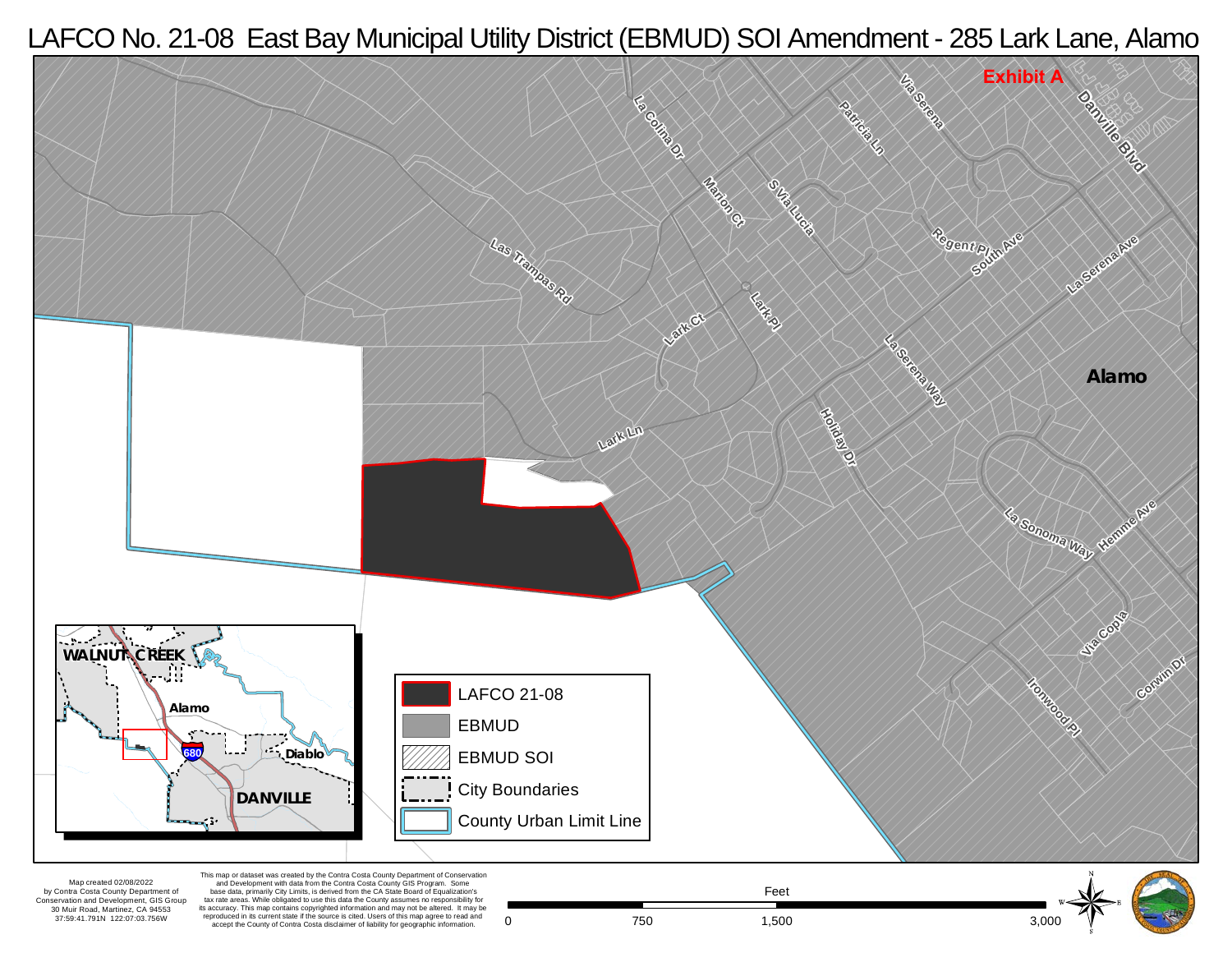# LAFCO No. 21-08 East Bay Municipal Utility District (EBMUD) SOI Amendment - 285 Lark Lane, Alamo

**Exhibit A**

Las Trampas Rd, La Colina Dr, Marion Ct, S Via Lucia, Patricia Ln, Via Serena, Danville Blvd, Regent Pl, South Ave, La Serena Ave, Lark Ct, Lark Pl, La Serena Way, Lark Ln, Holiday Dr, La Sonoma Way, Hemme Ave, Via Copla, Ironwood Pl, Corwin Dr

**Alamo**

WALNUT CREEK, Alamo, Diablo, DANVILLE, 680

| Legend |
|---|
| LAFCO 21-08 |
| EBMUD |
| EBMUD SOI |
| City Boundaries |
| County Urban Limit Line |

Map created 02/08/2022
by Contra Costa County Department of Conservation and Development, GIS Group
30 Muir Road, Martinez, CA 94553
37:59:41.791N 122:07:03.756W

This map or dataset was created by the Contra Costa County Department of Conservation and Development with data from the Contra Costa County GIS Program. Some base data, primarily City Limits, is derived from the CA State Board of Equalization's tax rate areas. While obligated to use this data the County assumes no responsibility for its accuracy. This map contains copyrighted information and may not be altered. It may be reproduced in its current state if the source is cited. Users of this map agree to read and accept the County of Contra Costa disclaimer of liability for geographic information.

Feet
0 750 1,500 3,000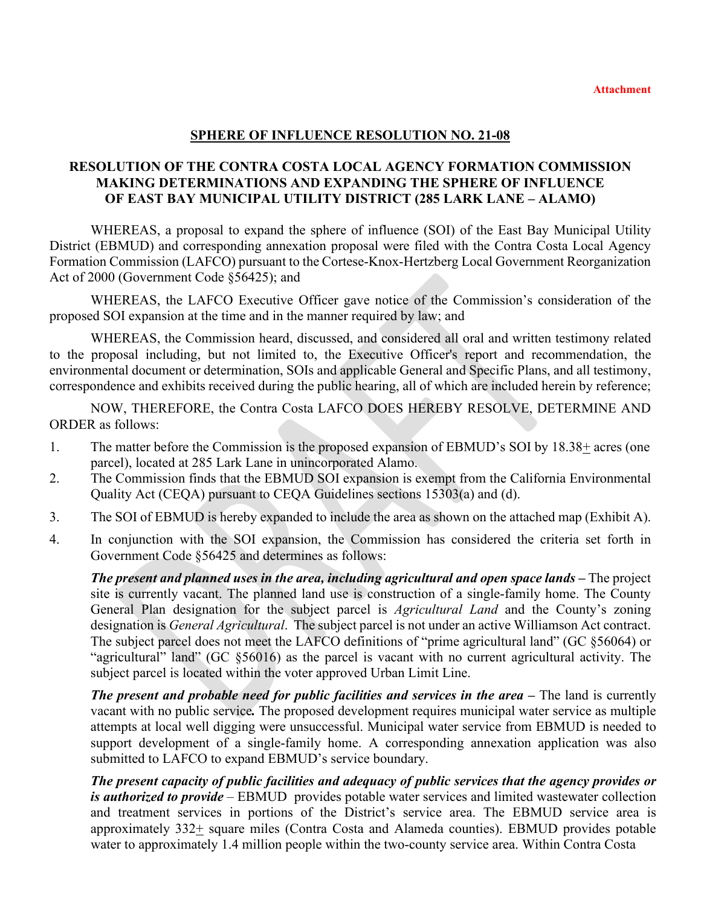Attachment

## SPHERE OF INFLUENCE RESOLUTION NO. 21-08

### RESOLUTION OF THE CONTRA COSTA LOCAL AGENCY FORMATION COMMISSION MAKING DETERMINATIONS AND EXPANDING THE SPHERE OF INFLUENCE OF EAST BAY MUNICIPAL UTILITY DISTRICT (285 LARK LANE – ALAMO)

WHEREAS, a proposal to expand the sphere of influence (SOI) of the East Bay Municipal Utility District (EBMUD) and corresponding annexation proposal were filed with the Contra Costa Local Agency Formation Commission (LAFCO) pursuant to the Cortese-Knox-Hertzberg Local Government Reorganization Act of 2000 (Government Code §56425); and

WHEREAS, the LAFCO Executive Officer gave notice of the Commission's consideration of the proposed SOI expansion at the time and in the manner required by law; and

WHEREAS, the Commission heard, discussed, and considered all oral and written testimony related to the proposal including, but not limited to, the Executive Officer's report and recommendation, the environmental document or determination, SOIs and applicable General and Specific Plans, and all testimony, correspondence and exhibits received during the public hearing, all of which are included herein by reference;

NOW, THEREFORE, the Contra Costa LAFCO DOES HEREBY RESOLVE, DETERMINE AND ORDER as follows:

1. The matter before the Commission is the proposed expansion of EBMUD's SOI by 18.38± acres (one parcel), located at 285 Lark Lane in unincorporated Alamo.
2. The Commission finds that the EBMUD SOI expansion is exempt from the California Environmental Quality Act (CEQA) pursuant to CEQA Guidelines sections 15303(a) and (d).
3. The SOI of EBMUD is hereby expanded to include the area as shown on the attached map (Exhibit A).
4. In conjunction with the SOI expansion, the Commission has considered the criteria set forth in Government Code §56425 and determines as follows:

   ***The present and planned uses in the area, including agricultural and open space lands*** – The project site is currently vacant. The planned land use is construction of a single-family home. The County General Plan designation for the subject parcel is *Agricultural Land* and the County's zoning designation is *General Agricultural*. The subject parcel is not under an active Williamson Act contract. The subject parcel does not meet the LAFCO definitions of "prime agricultural land" (GC §56064) or "agricultural" land" (GC §56016) as the parcel is vacant with no current agricultural activity. The subject parcel is located within the voter approved Urban Limit Line.

   ***The present and probable need for public facilities and services in the area*** – The land is currently vacant with no public service**.** The proposed development requires municipal water service as multiple attempts at local well digging were unsuccessful. Municipal water service from EBMUD is needed to support development of a single-family home. A corresponding annexation application was also submitted to LAFCO to expand EBMUD's service boundary.

   ***The present capacity of public facilities and adequacy of public services that the agency provides or is authorized to provide*** – EBMUD provides potable water services and limited wastewater collection and treatment services in portions of the District's service area. The EBMUD service area is approximately 332± square miles (Contra Costa and Alameda counties). EBMUD provides potable water to approximately 1.4 million people within the two-county service area. Within Contra Costa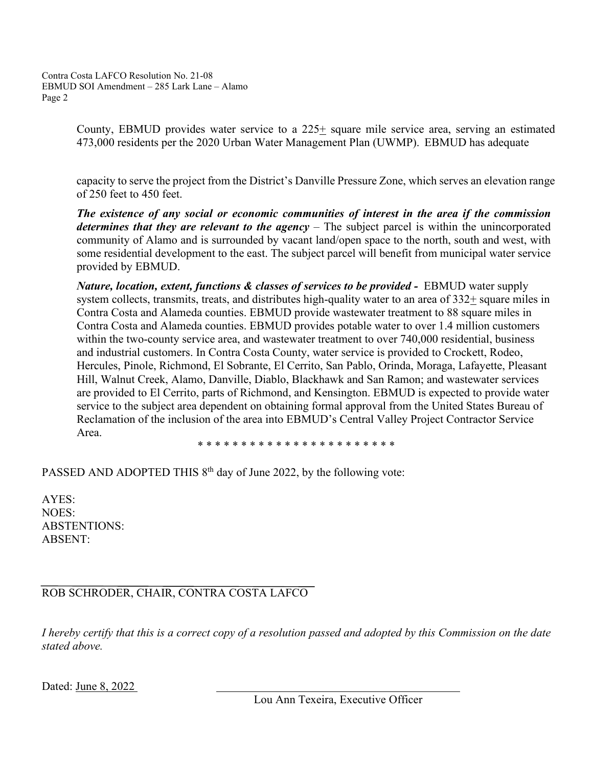County, EBMUD provides water service to a 225± square mile service area, serving an estimated 473,000 residents per the 2020 Urban Water Management Plan (UWMP). EBMUD has adequate

capacity to serve the project from the District's Danville Pressure Zone, which serves an elevation range of 250 feet to 450 feet.

***The existence of any social or economic communities of interest in the area if the commission determines that they are relevant to the agency*** – The subject parcel is within the unincorporated community of Alamo and is surrounded by vacant land/open space to the north, south and west, with some residential development to the east. The subject parcel will benefit from municipal water service provided by EBMUD.

***Nature, location, extent, functions & classes of services to be provided -*** EBMUD water supply system collects, transmits, treats, and distributes high-quality water to an area of 332± square miles in Contra Costa and Alameda counties. EBMUD provide wastewater treatment to 88 square miles in Contra Costa and Alameda counties. EBMUD provides potable water to over 1.4 million customers within the two-county service area, and wastewater treatment to over 740,000 residential, business and industrial customers. In Contra Costa County, water service is provided to Crockett, Rodeo, Hercules, Pinole, Richmond, El Sobrante, El Cerrito, San Pablo, Orinda, Moraga, Lafayette, Pleasant Hill, Walnut Creek, Alamo, Danville, Diablo, Blackhawk and San Ramon; and wastewater services are provided to El Cerrito, parts of Richmond, and Kensington. EBMUD is expected to provide water service to the subject area dependent on obtaining formal approval from the United States Bureau of Reclamation of the inclusion of the area into EBMUD's Central Valley Project Contractor Service Area.

* * * * * * * * * * * * * * * * * * * * * * *

PASSED AND ADOPTED THIS 8th day of June 2022, by the following vote:

AYES:
NOES:
ABSTENTIONS:
ABSENT:

\_\_\_\_\_\_\_\_\_\_\_\_\_\_\_\_\_\_\_\_\_\_\_\_\_\_\_\_\_\_\_\_\_\_\_\_\_\_\_\_

ROB SCHRODER, CHAIR, CONTRA COSTA LAFCO

*I hereby certify that this is a correct copy of a resolution passed and adopted by this Commission on the date stated above.*

Dated: June 8, 2022

\_\_\_\_\_\_\_\_\_\_\_\_\_\_\_\_\_\_\_\_\_\_\_\_\_\_\_\_\_\_\_\_\_\_\_\_\_\_\_\_

Lou Ann Texeira, Executive Officer